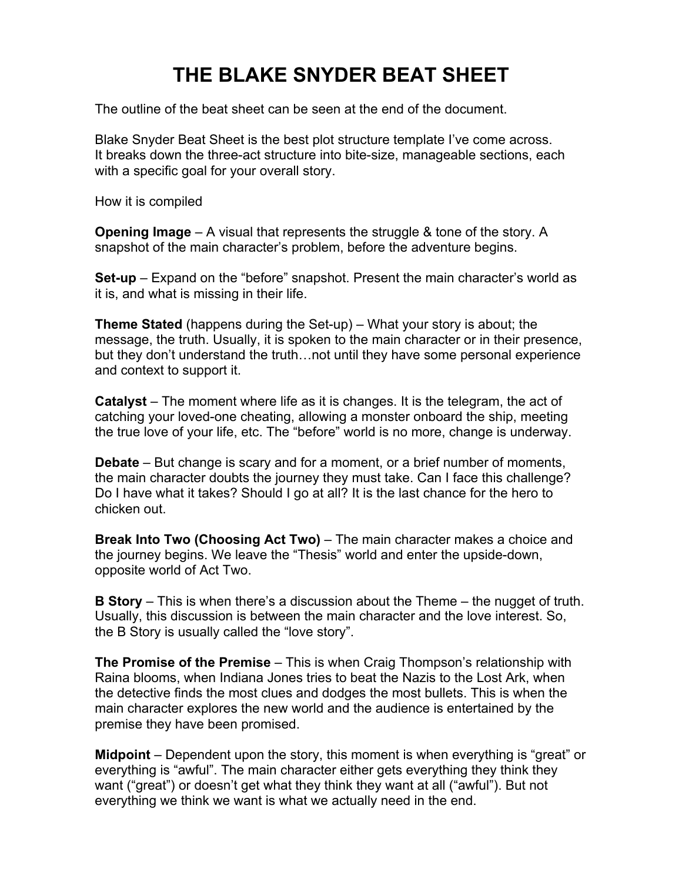# THE BLAKE SNYDER BEAT SHEET

The outline of the beat sheet can be seen at the end of the document.

Blake Snyder Beat Sheet is the best plot structure template I've come across.
It breaks down the three-act structure into bite-size, manageable sections, each with a specific goal for your overall story.

How it is compiled

**Opening Image** – A visual that represents the struggle & tone of the story. A snapshot of the main character's problem, before the adventure begins.

**Set-up** – Expand on the "before" snapshot. Present the main character's world as it is, and what is missing in their life.

**Theme Stated** (happens during the Set-up) – What your story is about; the message, the truth. Usually, it is spoken to the main character or in their presence, but they don't understand the truth…not until they have some personal experience and context to support it.

**Catalyst** – The moment where life as it is changes. It is the telegram, the act of catching your loved-one cheating, allowing a monster onboard the ship, meeting the true love of your life, etc. The "before" world is no more, change is underway.

**Debate** – But change is scary and for a moment, or a brief number of moments, the main character doubts the journey they must take. Can I face this challenge? Do I have what it takes? Should I go at all? It is the last chance for the hero to chicken out.

**Break Into Two (Choosing Act Two)** – The main character makes a choice and the journey begins. We leave the "Thesis" world and enter the upside-down, opposite world of Act Two.

**B Story** – This is when there's a discussion about the Theme – the nugget of truth. Usually, this discussion is between the main character and the love interest. So, the B Story is usually called the "love story".

**The Promise of the Premise** – This is when Craig Thompson's relationship with Raina blooms, when Indiana Jones tries to beat the Nazis to the Lost Ark, when the detective finds the most clues and dodges the most bullets. This is when the main character explores the new world and the audience is entertained by the premise they have been promised.

**Midpoint** – Dependent upon the story, this moment is when everything is "great" or everything is "awful". The main character either gets everything they think they want ("great") or doesn't get what they think they want at all ("awful"). But not everything we think we want is what we actually need in the end.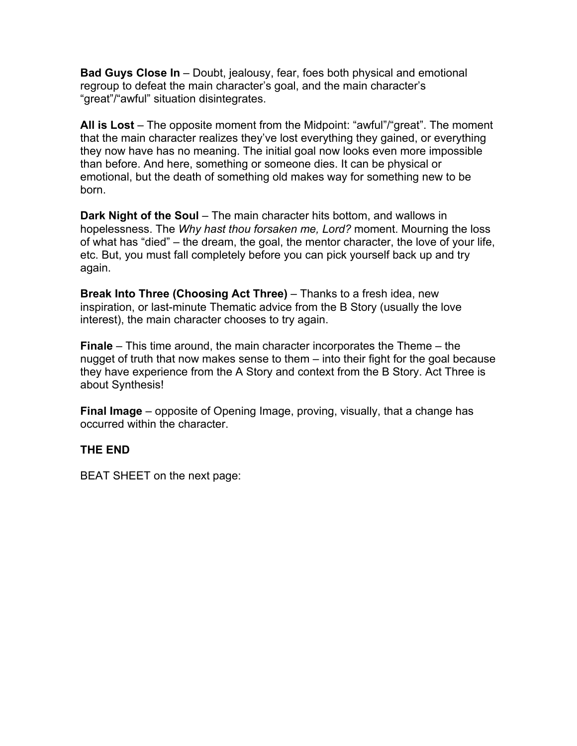**Bad Guys Close In** – Doubt, jealousy, fear, foes both physical and emotional regroup to defeat the main character's goal, and the main character's "great"/"awful" situation disintegrates.

**All is Lost** – The opposite moment from the Midpoint: "awful"/"great". The moment that the main character realizes they've lost everything they gained, or everything they now have has no meaning. The initial goal now looks even more impossible than before. And here, something or someone dies. It can be physical or emotional, but the death of something old makes way for something new to be born.

**Dark Night of the Soul** – The main character hits bottom, and wallows in hopelessness. The *Why hast thou forsaken me, Lord?* moment. Mourning the loss of what has "died" – the dream, the goal, the mentor character, the love of your life, etc. But, you must fall completely before you can pick yourself back up and try again.

**Break Into Three (Choosing Act Three)** – Thanks to a fresh idea, new inspiration, or last-minute Thematic advice from the B Story (usually the love interest), the main character chooses to try again.

**Finale** – This time around, the main character incorporates the Theme – the nugget of truth that now makes sense to them – into their fight for the goal because they have experience from the A Story and context from the B Story. Act Three is about Synthesis!

**Final Image** – opposite of Opening Image, proving, visually, that a change has occurred within the character.

**THE END**

BEAT SHEET on the next page: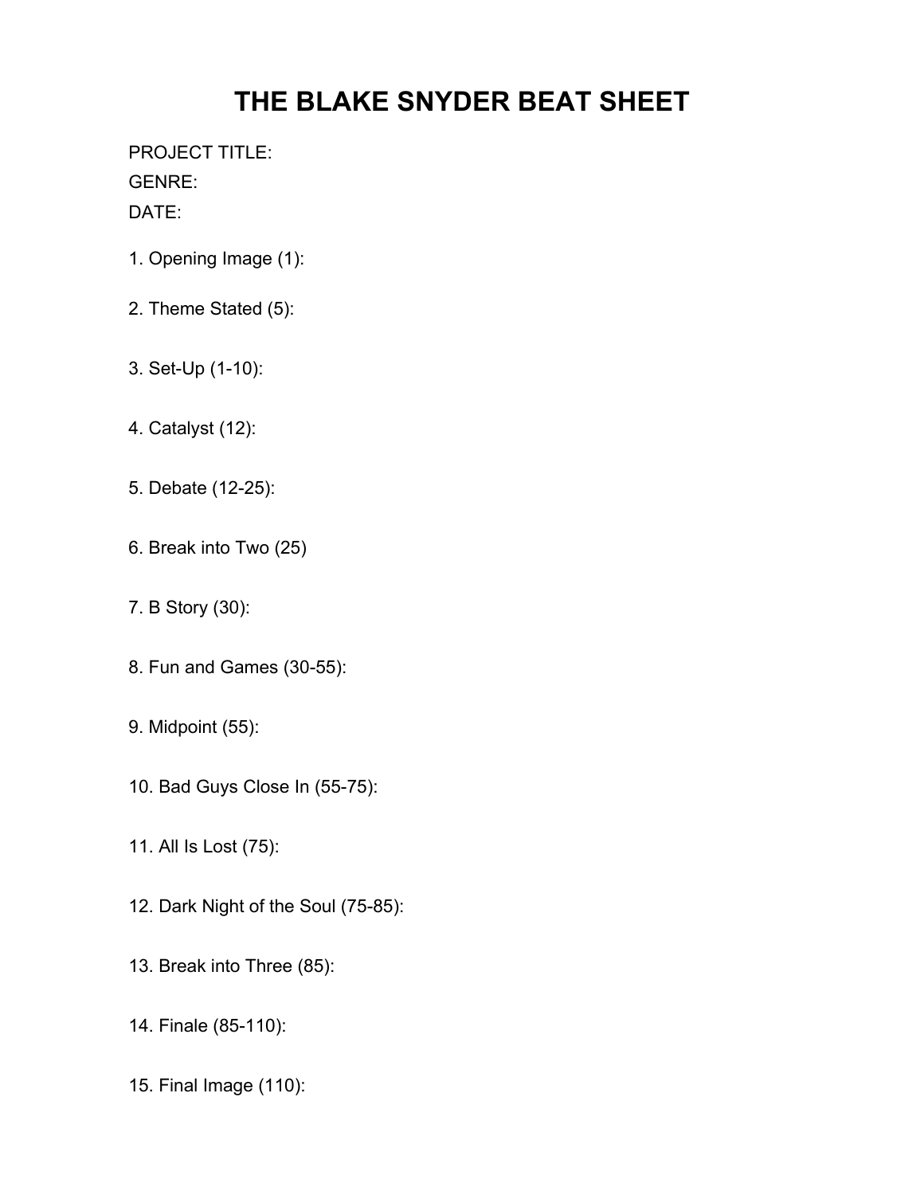# THE BLAKE SNYDER BEAT SHEET

PROJECT TITLE:

GENRE:

DATE:

1. Opening Image (1):

2. Theme Stated (5):

3. Set-Up (1-10):

4. Catalyst (12):

5. Debate (12-25):

6. Break into Two (25)

7. B Story (30):

8. Fun and Games (30-55):

9. Midpoint (55):

10. Bad Guys Close In (55-75):

11. All Is Lost (75):

12. Dark Night of the Soul (75-85):

13. Break into Three (85):

14. Finale (85-110):

15. Final Image (110):